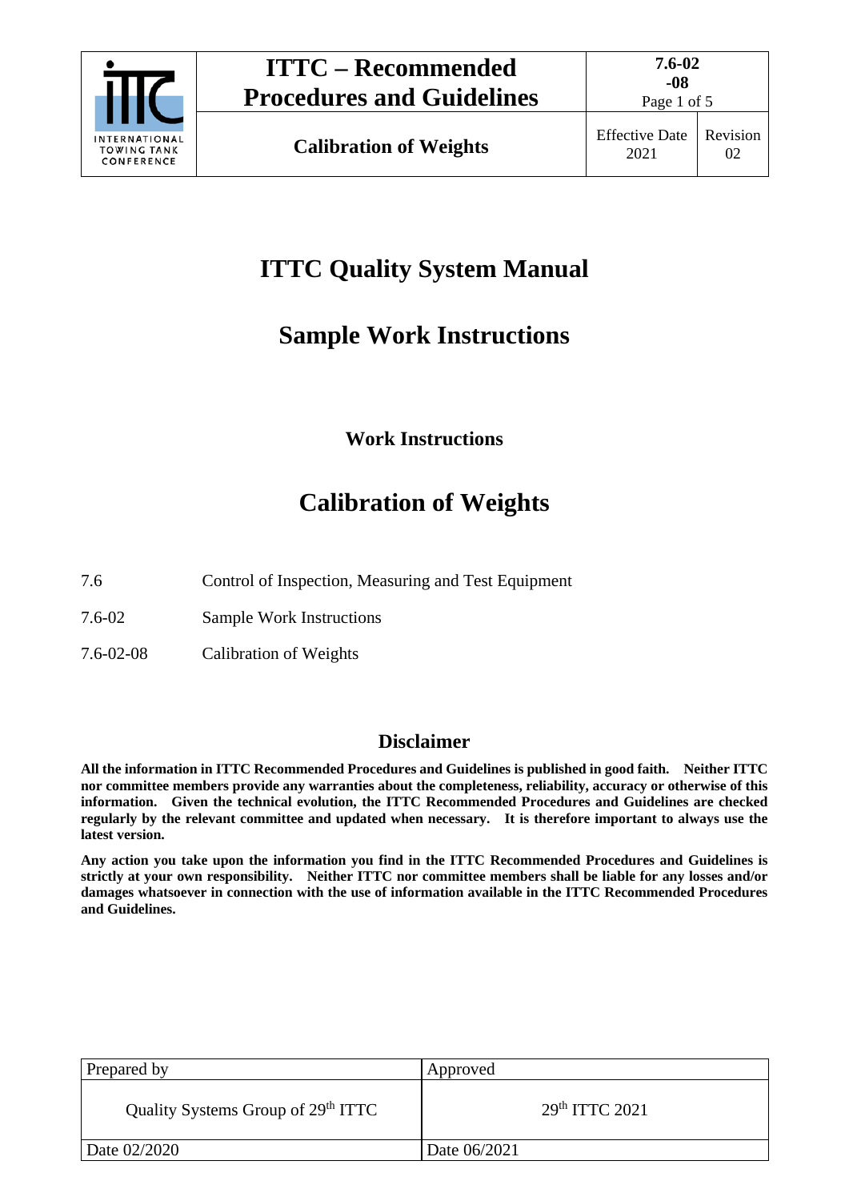# ITTC Quality System Manual

## Sample Work Instructions

### Work Instructions

## Calibration of Weights

7.6 Control of Inspection, Measuring and Test Equipment

7.6-02 Sample Work Instructions

7.6-02-08 Calibration of Weights

### Disclaimer

**All the information in ITTC Recommended Procedures and Guidelines is published in good faith. Neither ITTC nor committee members provide any warranties about the completeness, reliability, accuracy or otherwise of this information. Given the technical evolution, the ITTC Recommended Procedures and Guidelines are checked regularly by the relevant committee and updated when necessary. It is therefore important to always use the latest version.**

**Any action you take upon the information you find in the ITTC Recommended Procedures and Guidelines is strictly at your own responsibility. Neither ITTC nor committee members shall be liable for any losses and/or damages whatsoever in connection with the use of information available in the ITTC Recommended Procedures and Guidelines.**

| Prepared by | Approved |
| --- | --- |
| Quality Systems Group of 29th ITTC | 29th ITTC 2021 |
| Date 02/2020 | Date 06/2021 |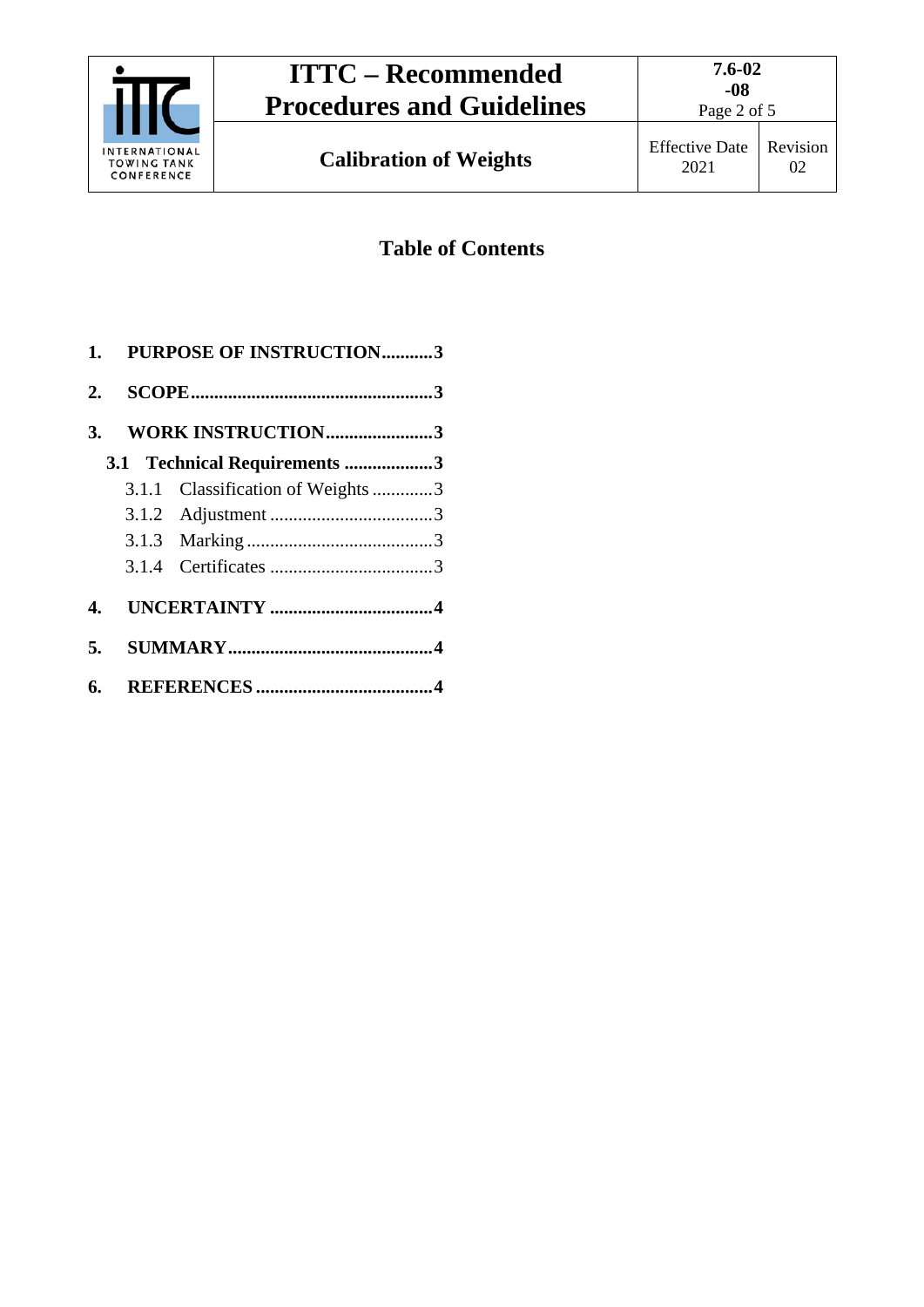## Table of Contents

**1. PURPOSE OF INSTRUCTION...........3**

**2. SCOPE...................................................3**

**3. WORK INSTRUCTION.......................3**

**3.1 Technical Requirements ...................3**

3.1.1 Classification of Weights .............3

3.1.2 Adjustment ..................................3

3.1.3 Marking .......................................3

3.1.4 Certificates ..................................3

**4. UNCERTAINTY ..................................4**

**5. SUMMARY............................................4**

**6. REFERENCES .....................................4**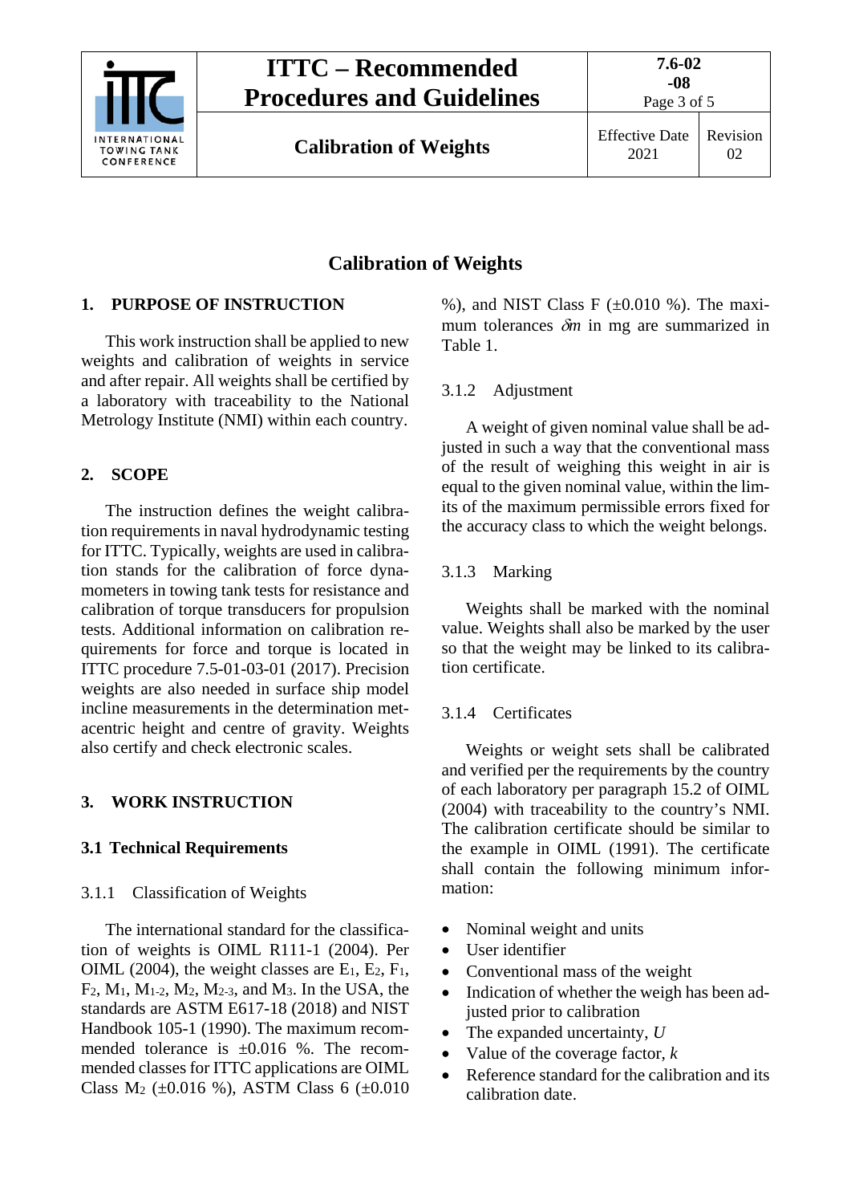# Calibration of Weights

## 1. PURPOSE OF INSTRUCTION

This work instruction shall be applied to new weights and calibration of weights in service and after repair. All weights shall be certified by a laboratory with traceability to the National Metrology Institute (NMI) within each country.

## 2. SCOPE

The instruction defines the weight calibration requirements in naval hydrodynamic testing for ITTC. Typically, weights are used in calibration stands for the calibration of force dynamometers in towing tank tests for resistance and calibration of torque transducers for propulsion tests. Additional information on calibration requirements for force and torque is located in ITTC procedure 7.5-01-03-01 (2017). Precision weights are also needed in surface ship model incline measurements in the determination metacentric height and centre of gravity. Weights also certify and check electronic scales.

## 3. WORK INSTRUCTION

### 3.1 Technical Requirements

#### 3.1.1 Classification of Weights

The international standard for the classification of weights is OIML R111-1 (2004). Per OIML (2004), the weight classes are $E_1$, $E_2$, $F_1$, $F_2$, $M_1$, $M_{1\text{-}2}$, $M_2$, $M_{2\text{-}3}$, and $M_3$. In the USA, the standards are ASTM E617-18 (2018) and NIST Handbook 105-1 (1990). The maximum recommended tolerance is ±0.016 %. The recommended classes for ITTC applications are OIML Class $M_2$ (±0.016 %), ASTM Class 6 (±0.010 %), and NIST Class F (±0.010 %). The maximum tolerances $\delta m$ in mg are summarized in Table 1.

#### 3.1.2 Adjustment

A weight of given nominal value shall be adjusted in such a way that the conventional mass of the result of weighing this weight in air is equal to the given nominal value, within the limits of the maximum permissible errors fixed for the accuracy class to which the weight belongs.

#### 3.1.3 Marking

Weights shall be marked with the nominal value. Weights shall also be marked by the user so that the weight may be linked to its calibration certificate.

#### 3.1.4 Certificates

Weights or weight sets shall be calibrated and verified per the requirements by the country of each laboratory per paragraph 15.2 of OIML (2004) with traceability to the country's NMI. The calibration certificate should be similar to the example in OIML (1991). The certificate shall contain the following minimum information:

- Nominal weight and units
- User identifier
- Conventional mass of the weight
- Indication of whether the weigh has been adjusted prior to calibration
- The expanded uncertainty, $U$
- Value of the coverage factor, $k$
- Reference standard for the calibration and its calibration date.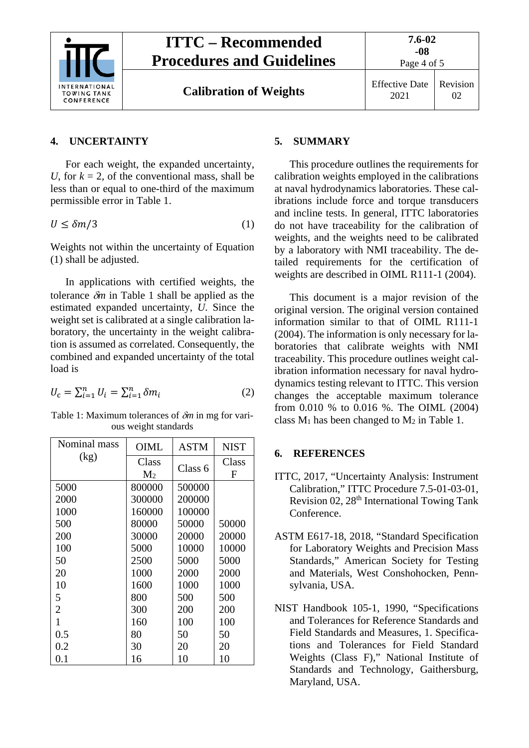## 4. UNCERTAINTY

For each weight, the expanded uncertainty, $U$, for $k$ = 2, of the conventional mass, shall be less than or equal to one-third of the maximum permissible error in Table 1.

$$U \leq \delta m/3 \quad (1)$$

Weights not within the uncertainty of Equation (1) shall be adjusted.

In applications with certified weights, the tolerance $\delta m$ in Table 1 shall be applied as the estimated expanded uncertainty, $U$. Since the weight set is calibrated at a single calibration laboratory, the uncertainty in the weight calibration is assumed as correlated. Consequently, the combined and expanded uncertainty of the total load is

$$U_\mathrm{c} = \sum_{i=1}^{n} U_i = \sum_{i=1}^{n} \delta m_i \quad (2)$$

Table 1: Maximum tolerances of $\delta m$ in mg for various weight standards

| Nominal mass (kg) | OIML | ASTM | NIST |
|---|---|---|---|
| | Class $M_2$ | Class 6 | Class F |
| 5000 | 800000 | 500000 | |
| 2000 | 300000 | 200000 | |
| 1000 | 160000 | 100000 | |
| 500 | 80000 | 50000 | 50000 |
| 200 | 30000 | 20000 | 20000 |
| 100 | 5000 | 10000 | 10000 |
| 50 | 2500 | 5000 | 5000 |
| 20 | 1000 | 2000 | 2000 |
| 10 | 1600 | 1000 | 1000 |
| 5 | 800 | 500 | 500 |
| 2 | 300 | 200 | 200 |
| 1 | 160 | 100 | 100 |
| 0.5 | 80 | 50 | 50 |
| 0.2 | 30 | 20 | 20 |
| 0.1 | 16 | 10 | 10 |

## 5. SUMMARY

This procedure outlines the requirements for calibration weights employed in the calibrations at naval hydrodynamics laboratories. These calibrations include force and torque transducers and incline tests. In general, ITTC laboratories do not have traceability for the calibration of weights, and the weights need to be calibrated by a laboratory with NMI traceability. The detailed requirements for the certification of weights are described in OIML R111-1 (2004).

This document is a major revision of the original version. The original version contained information similar to that of OIML R111-1 (2004). The information is only necessary for laboratories that calibrate weights with NMI traceability. This procedure outlines weight calibration information necessary for naval hydrodynamics testing relevant to ITTC. This version changes the acceptable maximum tolerance from 0.010 % to 0.016 %. The OIML (2004) class $M_1$ has been changed to $M_2$ in Table 1.

## 6. REFERENCES

ITTC, 2017, "Uncertainty Analysis: Instrument Calibration," ITTC Procedure 7.5-01-03-01, Revision 02, 28th International Towing Tank Conference.

ASTM E617-18, 2018, "Standard Specification for Laboratory Weights and Precision Mass Standards," American Society for Testing and Materials, West Conshohocken, Pennsylvania, USA.

NIST Handbook 105-1, 1990, "Specifications and Tolerances for Reference Standards and Field Standards and Measures, 1. Specifications and Tolerances for Field Standard Weights (Class F)," National Institute of Standards and Technology, Gaithersburg, Maryland, USA.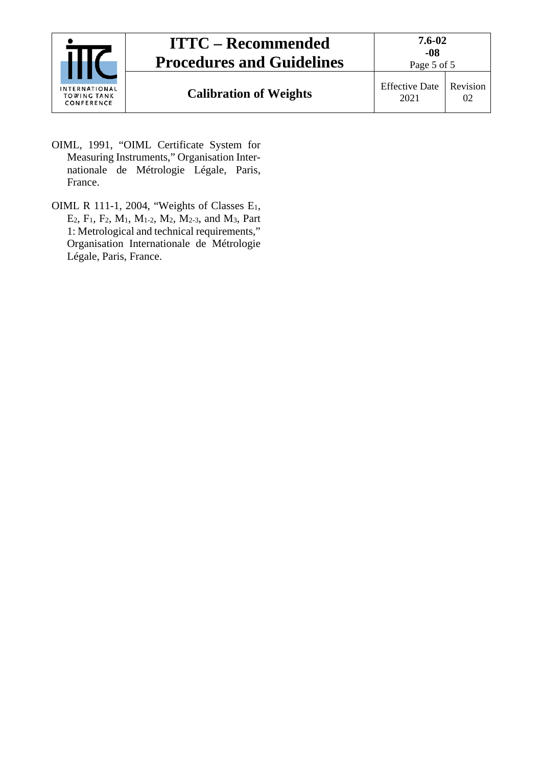OIML, 1991, "OIML Certificate System for Measuring Instruments," Organisation Internationale de Métrologie Légale, Paris, France.

OIML R 111-1, 2004, "Weights of Classes $E_1$, $E_2$, $F_1$, $F_2$, $M_1$, $M_{1\text{-}2}$, $M_2$, $M_{2\text{-}3}$, and $M_3$, Part 1: Metrological and technical requirements," Organisation Internationale de Métrologie Légale, Paris, France.